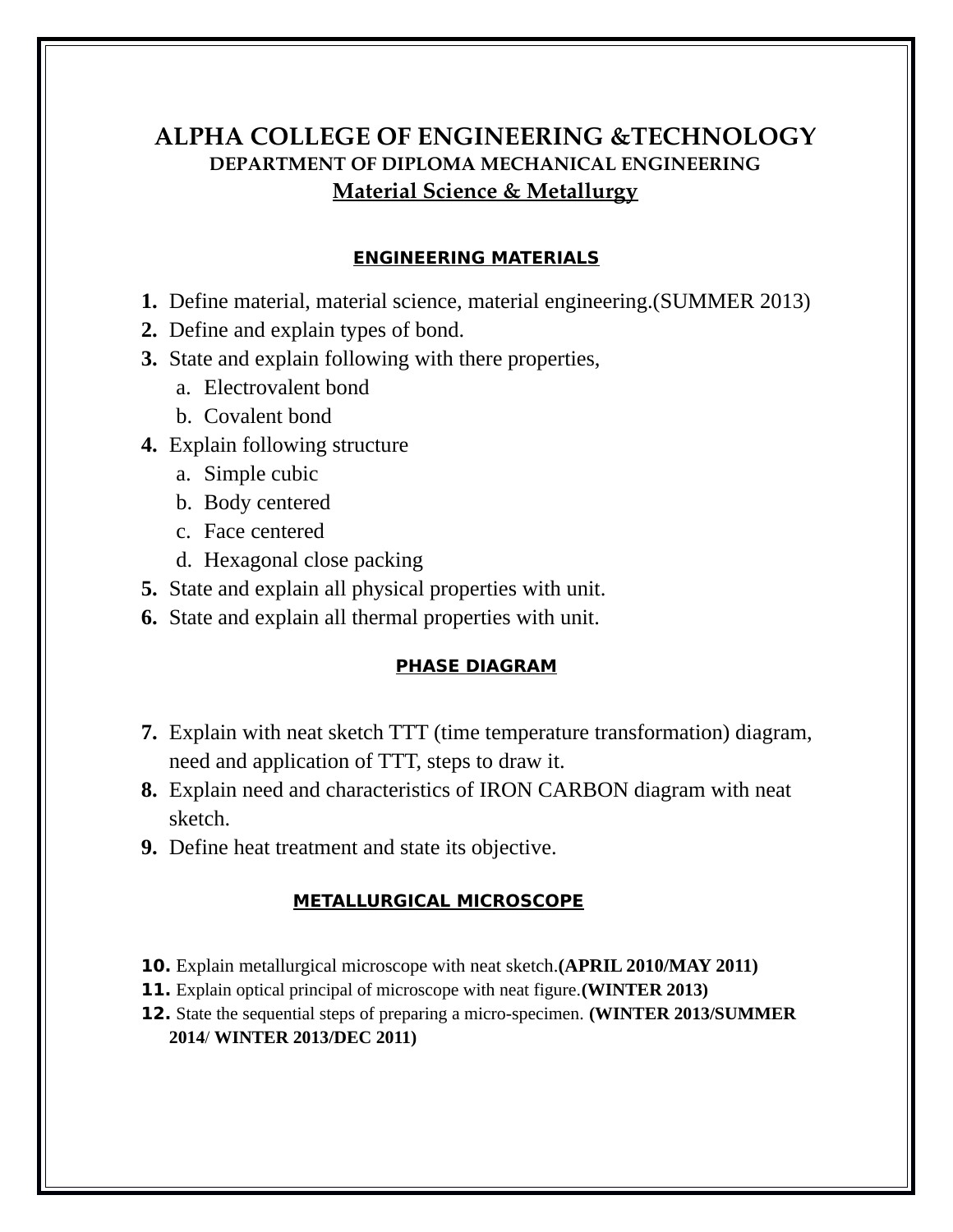# ALPHA COLLEGE OF ENGINEERING &TECHNOLOGY

## DEPARTMENT OF DIPLOMA MECHANICAL ENGINEERING

## Material Science & Metallurgy

### ENGINEERING MATERIALS

1. Define material, material science, material engineering.(SUMMER 2013)
2. Define and explain types of bond.
3. State and explain following with there properties,
   a. Electrovalent bond
   b. Covalent bond
4. Explain following structure
   a. Simple cubic
   b. Body centered
   c. Face centered
   d. Hexagonal close packing
5. State and explain all physical properties with unit.
6. State and explain all thermal properties with unit.

### PHASE DIAGRAM

7. Explain with neat sketch TTT (time temperature transformation) diagram, need and application of TTT, steps to draw it.
8. Explain need and characteristics of IRON CARBON diagram with neat sketch.
9. Define heat treatment and state its objective.

### METALLURGICAL MICROSCOPE

10. Explain metallurgical microscope with neat sketch.**(APRIL 2010/MAY 2011)**
11. Explain optical principal of microscope with neat figure.**(WINTER 2013)**
12. State the sequential steps of preparing a micro-specimen. **(WINTER 2013/SUMMER 2014/ WINTER 2013/DEC 2011)**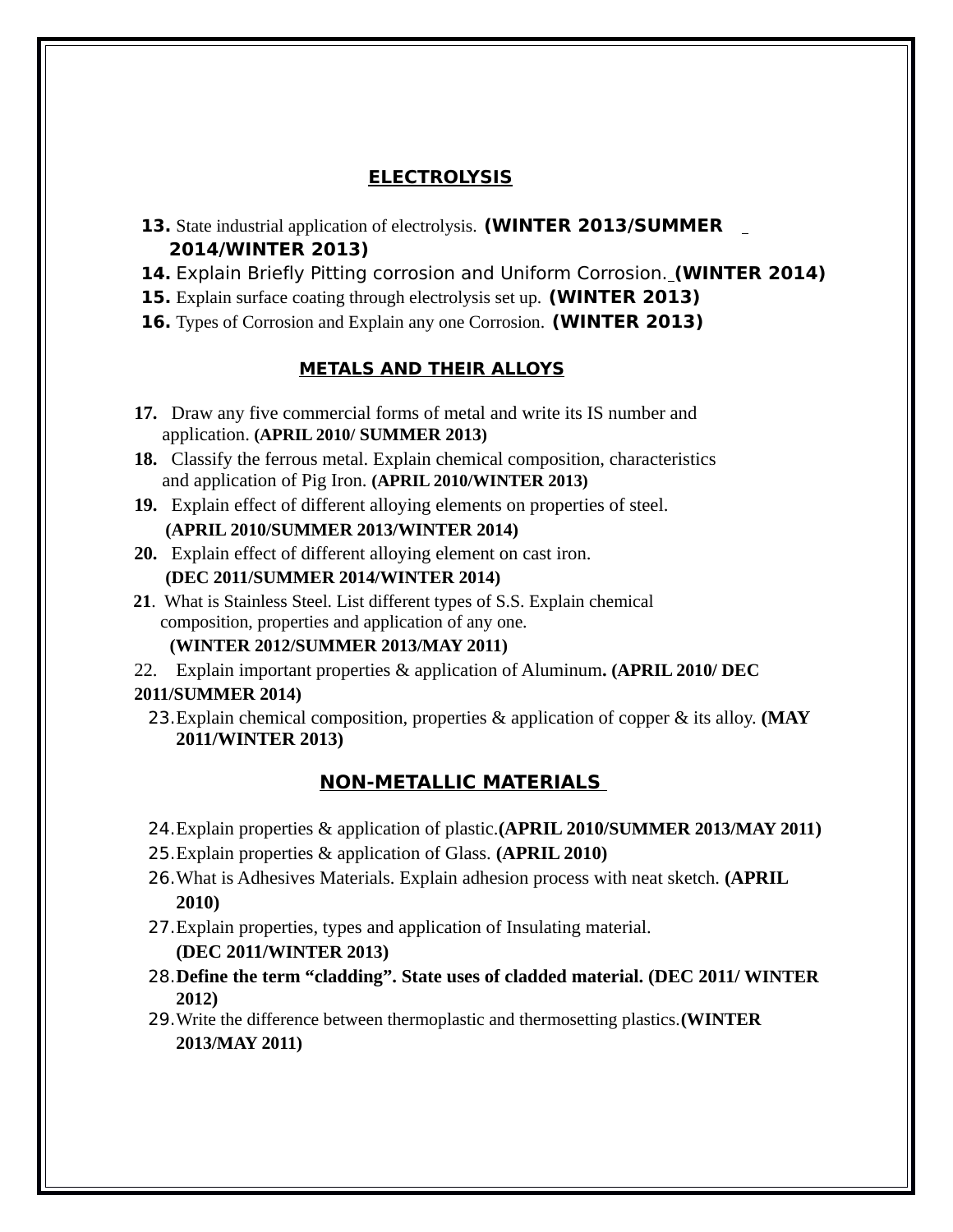## ELECTROLYSIS

13. State industrial application of electrolysis. **(WINTER 2013/SUMMER 2014/WINTER 2013)**
14. Explain Briefly Pitting corrosion and Uniform Corrosion. **(WINTER 2014)**
15. Explain surface coating through electrolysis set up. **(WINTER 2013)**
16. Types of Corrosion and Explain any one Corrosion. **(WINTER 2013)**

## METALS AND THEIR ALLOYS

17. Draw any five commercial forms of metal and write its IS number and application. **(APRIL 2010/ SUMMER 2013)**
18. Classify the ferrous metal. Explain chemical composition, characteristics and application of Pig Iron. **(APRIL 2010/WINTER 2013)**
19. Explain effect of different alloying elements on properties of steel. **(APRIL 2010/SUMMER 2013/WINTER 2014)**
20. Explain effect of different alloying element on cast iron. **(DEC 2011/SUMMER 2014/WINTER 2014)**
21. What is Stainless Steel. List different types of S.S. Explain chemical composition, properties and application of any one. **(WINTER 2012/SUMMER 2013/MAY 2011)**
22. Explain important properties & application of Aluminum**. (APRIL 2010/ DEC 2011/SUMMER 2014)**
23. Explain chemical composition, properties & application of copper & its alloy. **(MAY 2011/WINTER 2013)**

## NON-METALLIC MATERIALS

24. Explain properties & application of plastic.**(APRIL 2010/SUMMER 2013/MAY 2011)**
25. Explain properties & application of Glass. **(APRIL 2010)**
26. What is Adhesives Materials. Explain adhesion process with neat sketch. **(APRIL 2010)**
27. Explain properties, types and application of Insulating material. **(DEC 2011/WINTER 2013)**
28. **Define the term "cladding". State uses of cladded material. (DEC 2011/ WINTER 2012)**
29. Write the difference between thermoplastic and thermosetting plastics.**(WINTER 2013/MAY 2011)**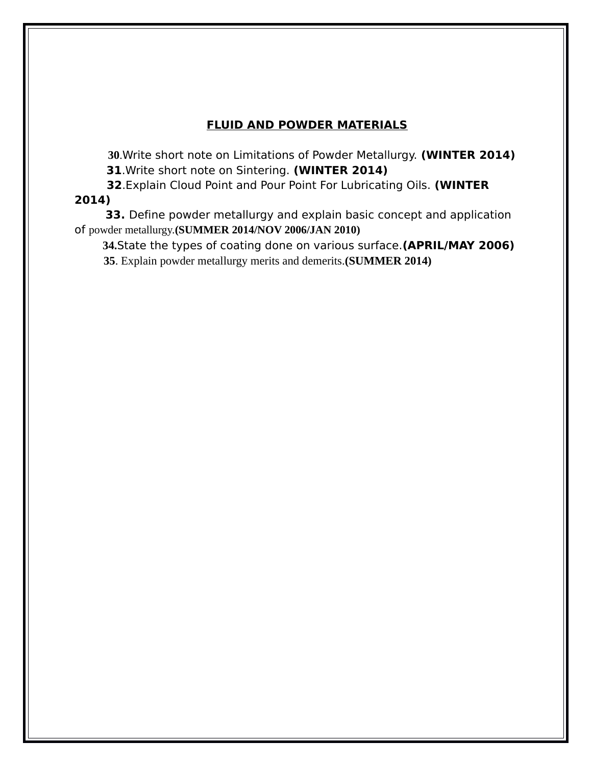## FLUID AND POWDER MATERIALS

**30**.Write short note on Limitations of Powder Metallurgy. **(WINTER 2014)**

**31**.Write short note on Sintering. **(WINTER 2014)**

**32**.Explain Cloud Point and Pour Point For Lubricating Oils. **(WINTER 2014)**

**33.** Define powder metallurgy and explain basic concept and application of powder metallurgy.**(SUMMER 2014/NOV 2006/JAN 2010)**

**34.**State the types of coating done on various surface.**(APRIL/MAY 2006)**

**35**. Explain powder metallurgy merits and demerits.**(SUMMER 2014)**